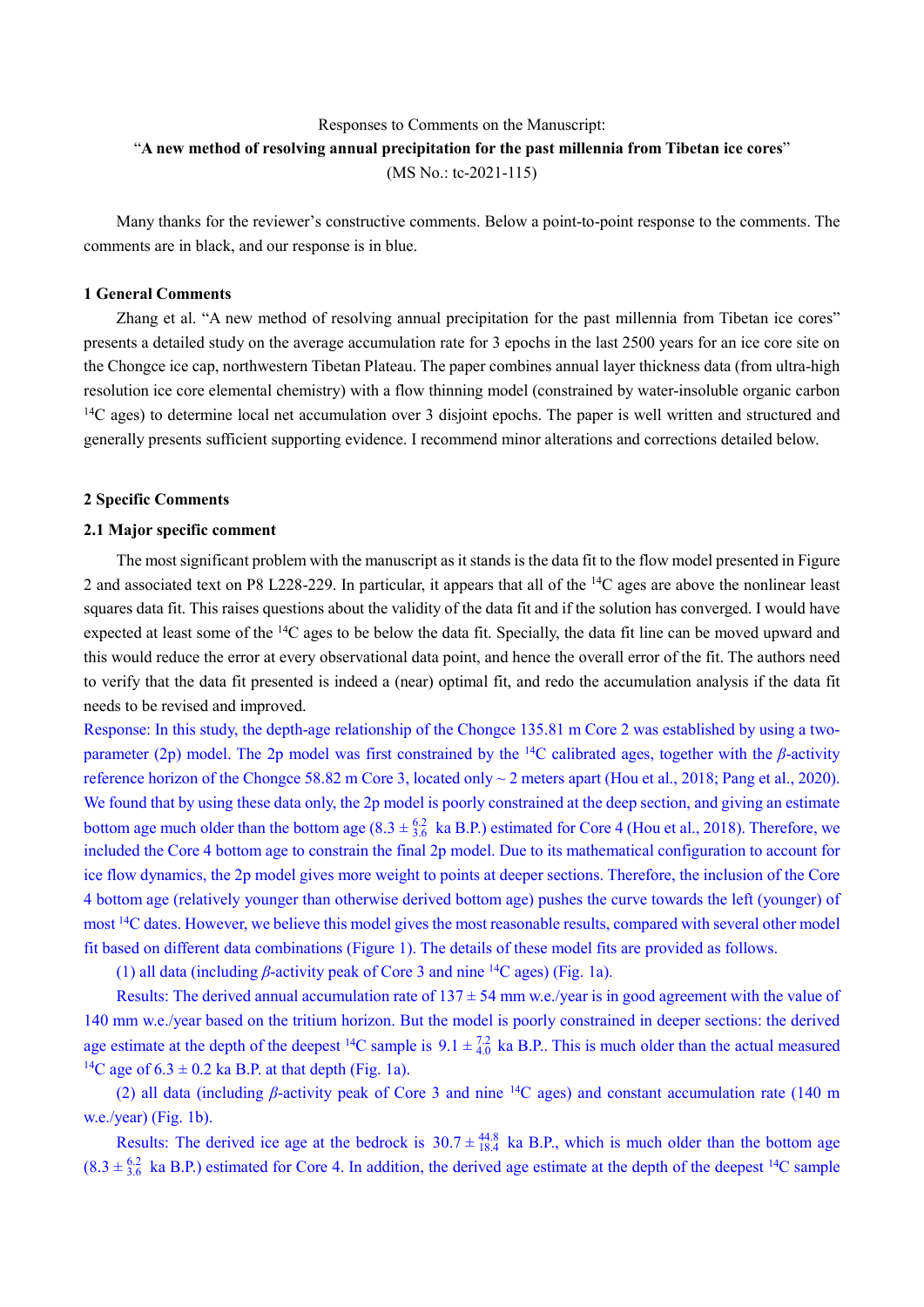Responses to Comments on the Manuscript:

"**A new method of resolving annual precipitation for the past millennia from Tibetan ice cores**"

(MS No.: tc-2021-115)

Many thanks for the reviewer's constructive comments. Below a point-to-point response to the comments. The comments are in black, and our response is in blue.

## 1 General Comments

Zhang et al. "A new method of resolving annual precipitation for the past millennia from Tibetan ice cores" presents a detailed study on the average accumulation rate for 3 epochs in the last 2500 years for an ice core site on the Chongce ice cap, northwestern Tibetan Plateau. The paper combines annual layer thickness data (from ultra-high resolution ice core elemental chemistry) with a flow thinning model (constrained by water-insoluble organic carbon $^{14}C$ ages) to determine local net accumulation over 3 disjoint epochs. The paper is well written and structured and generally presents sufficient supporting evidence. I recommend minor alterations and corrections detailed below.

## 2 Specific Comments

### 2.1 Major specific comment

The most significant problem with the manuscript as it stands is the data fit to the flow model presented in Figure 2 and associated text on P8 L228-229. In particular, it appears that all of the $^{14}C$ ages are above the nonlinear least squares data fit. This raises questions about the validity of the data fit and if the solution has converged. I would have expected at least some of the $^{14}C$ ages to be below the data fit. Specially, the data fit line can be moved upward and this would reduce the error at every observational data point, and hence the overall error of the fit. The authors need to verify that the data fit presented is indeed a (near) optimal fit, and redo the accumulation analysis if the data fit needs to be revised and improved.

Response: In this study, the depth-age relationship of the Chongce 135.81 m Core 2 was established by using a two-parameter (2p) model. The 2p model was first constrained by the $^{14}C$ calibrated ages, together with the $\beta$-activity reference horizon of the Chongce 58.82 m Core 3, located only ~ 2 meters apart (Hou et al., 2018; Pang et al., 2020). We found that by using these data only, the 2p model is poorly constrained at the deep section, and giving an estimate bottom age much older than the bottom age ($8.3 \pm ^{6.2}_{3.6}$ ka B.P.) estimated for Core 4 (Hou et al., 2018). Therefore, we included the Core 4 bottom age to constrain the final 2p model. Due to its mathematical configuration to account for ice flow dynamics, the 2p model gives more weight to points at deeper sections. Therefore, the inclusion of the Core 4 bottom age (relatively younger than otherwise derived bottom age) pushes the curve towards the left (younger) of most $^{14}C$ dates. However, we believe this model gives the most reasonable results, compared with several other model fit based on different data combinations (Figure 1). The details of these model fits are provided as follows.

(1) all data (including $\beta$-activity peak of Core 3 and nine $^{14}C$ ages) (Fig. 1a).

Results: The derived annual accumulation rate of $137 \pm 54$ mm w.e./year is in good agreement with the value of 140 mm w.e./year based on the tritium horizon. But the model is poorly constrained in deeper sections: the derived age estimate at the depth of the deepest $^{14}C$ sample is $9.1 \pm ^{7.2}_{4.0}$ ka B.P.. This is much older than the actual measured $^{14}C$ age of $6.3 \pm 0.2$ ka B.P. at that depth (Fig. 1a).

(2) all data (including $\beta$-activity peak of Core 3 and nine $^{14}C$ ages) and constant accumulation rate (140 m w.e./year) (Fig. 1b).

Results: The derived ice age at the bedrock is $30.7 \pm ^{44.8}_{18.4}$ ka B.P., which is much older than the bottom age ($8.3 \pm ^{6.2}_{3.6}$ ka B.P.) estimated for Core 4. In addition, the derived age estimate at the depth of the deepest $^{14}C$ sample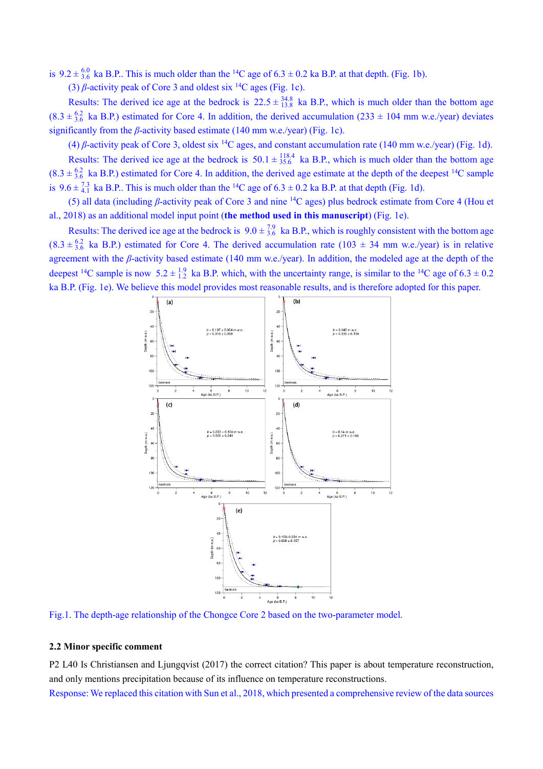is $9.2 \pm ^{6.0}_{3.6}$ ka B.P.. This is much older than the $^{14}C$ age of 6.3 ± 0.2 ka B.P. at that depth. (Fig. 1b).

(3) $\beta$-activity peak of Core 3 and oldest six $^{14}C$ ages (Fig. 1c).

Results: The derived ice age at the bedrock is $22.5 \pm ^{34.8}_{13.8}$ ka B.P., which is much older than the bottom age ($8.3 \pm ^{6.2}_{3.6}$ ka B.P.) estimated for Core 4. In addition, the derived accumulation (233 ± 104 mm w.e./year) deviates significantly from the $\beta$-activity based estimate (140 mm w.e./year) (Fig. 1c).

(4) $\beta$-activity peak of Core 3, oldest six $^{14}C$ ages, and constant accumulation rate (140 mm w.e./year) (Fig. 1d).

Results: The derived ice age at the bedrock is $50.1 \pm ^{118.4}_{35.6}$ ka B.P., which is much older than the bottom age ($8.3 \pm ^{6.2}_{3.6}$ ka B.P.) estimated for Core 4. In addition, the derived age estimate at the depth of the deepest $^{14}C$ sample is $9.6 \pm ^{7.3}_{4.1}$ ka B.P.. This is much older than the $^{14}C$ age of 6.3 ± 0.2 ka B.P. at that depth (Fig. 1d).

(5) all data (including $\beta$-activity peak of Core 3 and nine $^{14}C$ ages) plus bedrock estimate from Core 4 (Hou et al., 2018) as an additional model input point (**the method used in this manuscript**) (Fig. 1e).

Results: The derived ice age at the bedrock is $9.0 \pm ^{7.9}_{3.6}$ ka B.P., which is roughly consistent with the bottom age ($8.3 \pm ^{6.2}_{3.6}$ ka B.P.) estimated for Core 4. The derived accumulation rate (103 ± 34 mm w.e./year) is in relative agreement with the $\beta$-activity based estimate (140 mm w.e./year). In addition, the modeled age at the depth of the deepest $^{14}C$ sample is now $5.2 \pm ^{1.9}_{1.2}$ ka B.P. which, with the uncertainty range, is similar to the $^{14}C$ age of 6.3 ± 0.2 ka B.P. (Fig. 1e). We believe this model provides most reasonable results, and is therefore adopted for this paper.

Fig.1. The depth-age relationship of the Chongce Core 2 based on the two-parameter model.

### 2.2 Minor specific comment

P2 L40 Is Christiansen and Ljungqvist (2017) the correct citation? This paper is about temperature reconstruction, and only mentions precipitation because of its influence on temperature reconstructions.

Response: We replaced this citation with Sun et al., 2018, which presented a comprehensive review of the data sources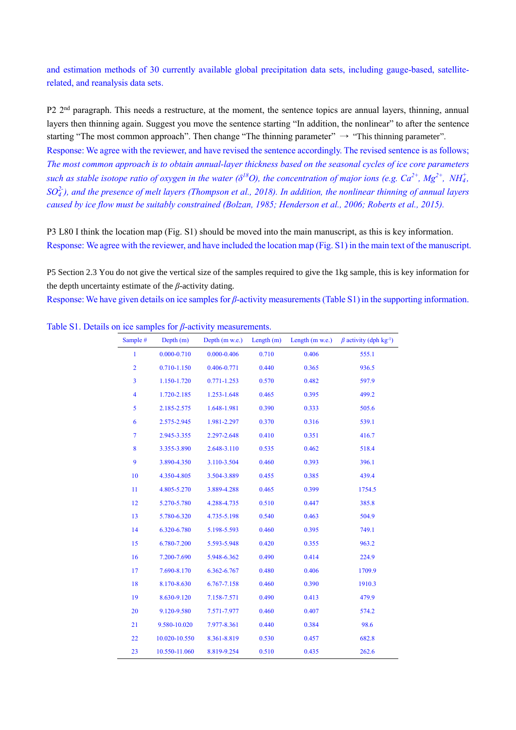and estimation methods of 30 currently available global precipitation data sets, including gauge-based, satellite-related, and reanalysis data sets.

P2 2nd paragraph. This needs a restructure, at the moment, the sentence topics are annual layers, thinning, annual layers then thinning again. Suggest you move the sentence starting "In addition, the nonlinear" to after the sentence starting "The most common approach". Then change "The thinning parameter" → "This thinning parameter".

Response: We agree with the reviewer, and have revised the sentence accordingly. The revised sentence is as follows; *The most common approach is to obtain annual-layer thickness based on the seasonal cycles of ice core parameters such as stable isotope ratio of oxygen in the water ($\delta^{18}O$), the concentration of major ions (e.g. $Ca^{2+}$, $Mg^{2+}$, $NH_4^+$, $SO_4^{2-}$), and the presence of melt layers (Thompson et al., 2018). In addition, the nonlinear thinning of annual layers caused by ice flow must be suitably constrained (Bolzan, 1985; Henderson et al., 2006; Roberts et al., 2015).*

P3 L80 I think the location map (Fig. S1) should be moved into the main manuscript, as this is key information.

Response: We agree with the reviewer, and have included the location map (Fig. S1) in the main text of the manuscript.

P5 Section 2.3 You do not give the vertical size of the samples required to give the 1kg sample, this is key information for the depth uncertainty estimate of the $\beta$-activity dating.

Response: We have given details on ice samples for $\beta$-activity measurements (Table S1) in the supporting information.

Table S1. Details on ice samples for $\beta$-activity measurements.

| Sample # | Depth (m) | Depth (m w.e.) | Length (m) | Length (m w.e.) | $\beta$ activity (dph kg$^{-1}$) |
|---|---|---|---|---|---|
| 1 | 0.000-0.710 | 0.000-0.406 | 0.710 | 0.406 | 555.1 |
| 2 | 0.710-1.150 | 0.406-0.771 | 0.440 | 0.365 | 936.5 |
| 3 | 1.150-1.720 | 0.771-1.253 | 0.570 | 0.482 | 597.9 |
| 4 | 1.720-2.185 | 1.253-1.648 | 0.465 | 0.395 | 499.2 |
| 5 | 2.185-2.575 | 1.648-1.981 | 0.390 | 0.333 | 505.6 |
| 6 | 2.575-2.945 | 1.981-2.297 | 0.370 | 0.316 | 539.1 |
| 7 | 2.945-3.355 | 2.297-2.648 | 0.410 | 0.351 | 416.7 |
| 8 | 3.355-3.890 | 2.648-3.110 | 0.535 | 0.462 | 518.4 |
| 9 | 3.890-4.350 | 3.110-3.504 | 0.460 | 0.393 | 396.1 |
| 10 | 4.350-4.805 | 3.504-3.889 | 0.455 | 0.385 | 439.4 |
| 11 | 4.805-5.270 | 3.889-4.288 | 0.465 | 0.399 | 1754.5 |
| 12 | 5.270-5.780 | 4.288-4.735 | 0.510 | 0.447 | 385.8 |
| 13 | 5.780-6.320 | 4.735-5.198 | 0.540 | 0.463 | 504.9 |
| 14 | 6.320-6.780 | 5.198-5.593 | 0.460 | 0.395 | 749.1 |
| 15 | 6.780-7.200 | 5.593-5.948 | 0.420 | 0.355 | 963.2 |
| 16 | 7.200-7.690 | 5.948-6.362 | 0.490 | 0.414 | 224.9 |
| 17 | 7.690-8.170 | 6.362-6.767 | 0.480 | 0.406 | 1709.9 |
| 18 | 8.170-8.630 | 6.767-7.158 | 0.460 | 0.390 | 1910.3 |
| 19 | 8.630-9.120 | 7.158-7.571 | 0.490 | 0.413 | 479.9 |
| 20 | 9.120-9.580 | 7.571-7.977 | 0.460 | 0.407 | 574.2 |
| 21 | 9.580-10.020 | 7.977-8.361 | 0.440 | 0.384 | 98.6 |
| 22 | 10.020-10.550 | 8.361-8.819 | 0.530 | 0.457 | 682.8 |
| 23 | 10.550-11.060 | 8.819-9.254 | 0.510 | 0.435 | 262.6 |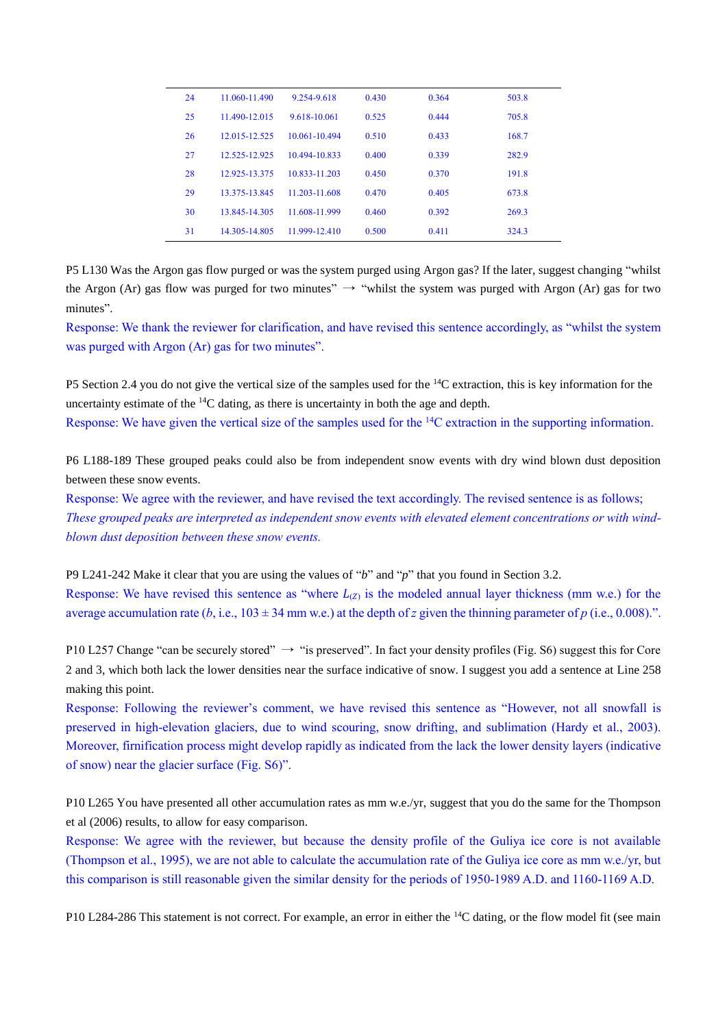| 24 | 11.060-11.490 | 9.254-9.618 | 0.430 | 0.364 | 503.8 |
|---|---|---|---|---|---|
| 25 | 11.490-12.015 | 9.618-10.061 | 0.525 | 0.444 | 705.8 |
| 26 | 12.015-12.525 | 10.061-10.494 | 0.510 | 0.433 | 168.7 |
| 27 | 12.525-12.925 | 10.494-10.833 | 0.400 | 0.339 | 282.9 |
| 28 | 12.925-13.375 | 10.833-11.203 | 0.450 | 0.370 | 191.8 |
| 29 | 13.375-13.845 | 11.203-11.608 | 0.470 | 0.405 | 673.8 |
| 30 | 13.845-14.305 | 11.608-11.999 | 0.460 | 0.392 | 269.3 |
| 31 | 14.305-14.805 | 11.999-12.410 | 0.500 | 0.411 | 324.3 |

P5 L130 Was the Argon gas flow purged or was the system purged using Argon gas? If the later, suggest changing "whilst the Argon (Ar) gas flow was purged for two minutes" → "whilst the system was purged with Argon (Ar) gas for two minutes".

Response: We thank the reviewer for clarification, and have revised this sentence accordingly, as "whilst the system was purged with Argon (Ar) gas for two minutes".

P5 Section 2.4 you do not give the vertical size of the samples used for the $^{14}C$ extraction, this is key information for the uncertainty estimate of the $^{14}C$ dating, as there is uncertainty in both the age and depth.

Response: We have given the vertical size of the samples used for the $^{14}C$ extraction in the supporting information.

P6 L188-189 These grouped peaks could also be from independent snow events with dry wind blown dust deposition between these snow events.

Response: We agree with the reviewer, and have revised the text accordingly. The revised sentence is as follows; *These grouped peaks are interpreted as independent snow events with elevated element concentrations or with wind-blown dust deposition between these snow events.*

P9 L241-242 Make it clear that you are using the values of "*b*" and "*p*" that you found in Section 3.2.

Response: We have revised this sentence as "where $L_{(Z)}$ is the modeled annual layer thickness (mm w.e.) for the average accumulation rate (*b*, i.e., 103 ± 34 mm w.e.) at the depth of *z* given the thinning parameter of *p* (i.e., 0.008).".

P10 L257 Change "can be securely stored" → "is preserved". In fact your density profiles (Fig. S6) suggest this for Core 2 and 3, which both lack the lower densities near the surface indicative of snow. I suggest you add a sentence at Line 258 making this point.

Response: Following the reviewer's comment, we have revised this sentence as "However, not all snowfall is preserved in high-elevation glaciers, due to wind scouring, snow drifting, and sublimation (Hardy et al., 2003). Moreover, firnification process might develop rapidly as indicated from the lack the lower density layers (indicative of snow) near the glacier surface (Fig. S6)".

P10 L265 You have presented all other accumulation rates as mm w.e./yr, suggest that you do the same for the Thompson et al (2006) results, to allow for easy comparison.

Response: We agree with the reviewer, but because the density profile of the Guliya ice core is not available (Thompson et al., 1995), we are not able to calculate the accumulation rate of the Guliya ice core as mm w.e./yr, but this comparison is still reasonable given the similar density for the periods of 1950-1989 A.D. and 1160-1169 A.D.

P10 L284-286 This statement is not correct. For example, an error in either the $^{14}C$ dating, or the flow model fit (see main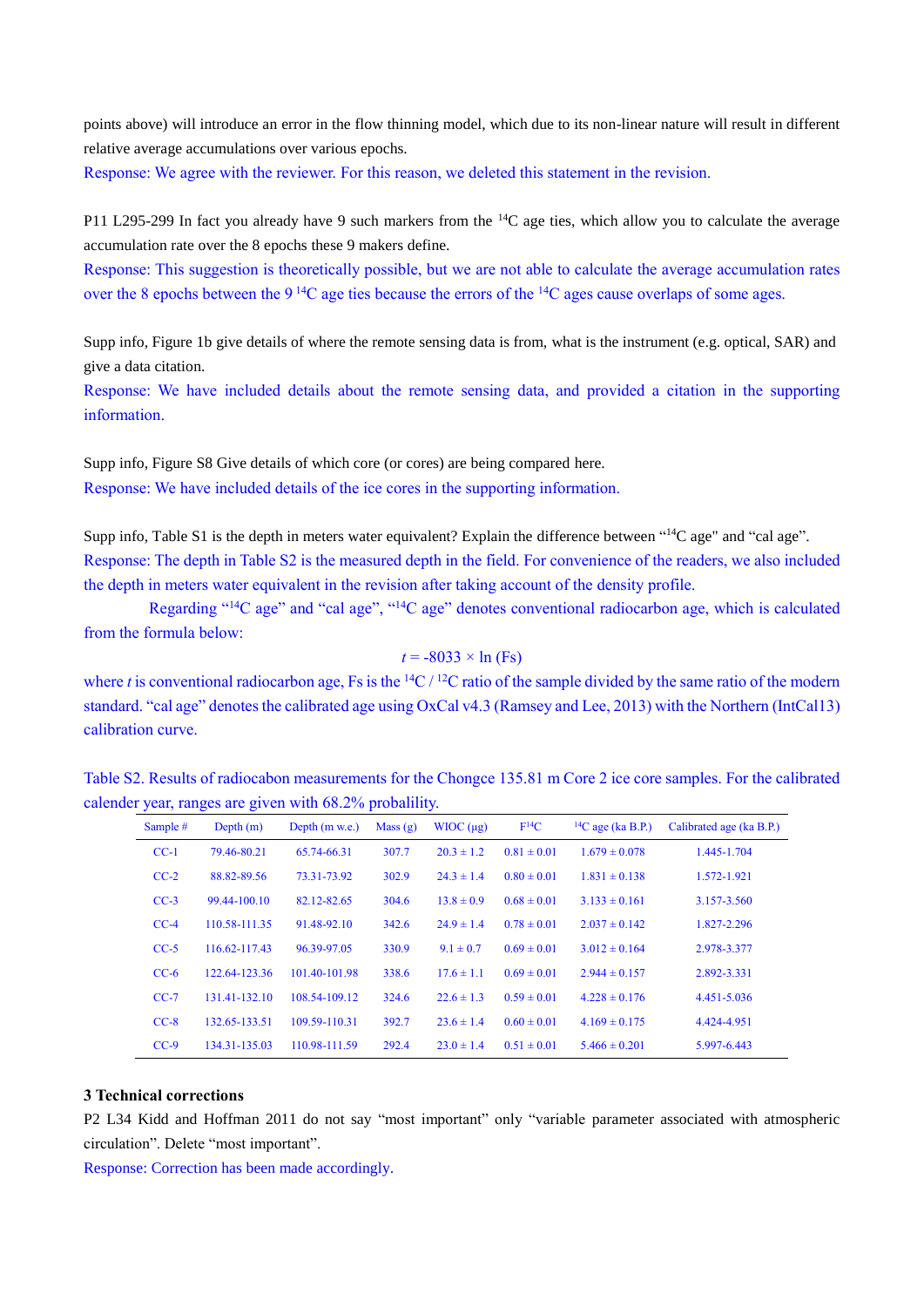points above) will introduce an error in the flow thinning model, which due to its non-linear nature will result in different relative average accumulations over various epochs.

Response: We agree with the reviewer. For this reason, we deleted this statement in the revision.

P11 L295-299 In fact you already have 9 such markers from the $^{14}C$ age ties, which allow you to calculate the average accumulation rate over the 8 epochs these 9 makers define.

Response: This suggestion is theoretically possible, but we are not able to calculate the average accumulation rates over the 8 epochs between the 9 $^{14}C$ age ties because the errors of the $^{14}C$ ages cause overlaps of some ages.

Supp info, Figure 1b give details of where the remote sensing data is from, what is the instrument (e.g. optical, SAR) and give a data citation.

Response: We have included details about the remote sensing data, and provided a citation in the supporting information.

Supp info, Figure S8 Give details of which core (or cores) are being compared here.

Response: We have included details of the ice cores in the supporting information.

Supp info, Table S1 is the depth in meters water equivalent? Explain the difference between "$^{14}C$ age" and "cal age".

Response: The depth in Table S2 is the measured depth in the field. For convenience of the readers, we also included the depth in meters water equivalent in the revision after taking account of the density profile.

Regarding "$^{14}C$ age" and "cal age", "$^{14}C$ age" denotes conventional radiocarbon age, which is calculated from the formula below:

$$t = -8033 \times \ln(Fs)$$

where $t$ is conventional radiocarbon age, Fs is the $^{14}C$ / $^{12}C$ ratio of the sample divided by the same ratio of the modern standard. "cal age" denotes the calibrated age using OxCal v4.3 (Ramsey and Lee, 2013) with the Northern (IntCal13) calibration curve.

Table S2. Results of radiocabon measurements for the Chongce 135.81 m Core 2 ice core samples. For the calibrated calender year, ranges are given with 68.2% probalility.

| Sample # | Depth (m) | Depth (m w.e.) | Mass (g) | WIOC (μg) | $F^{14}C$ | $^{14}C$ age (ka B.P.) | Calibrated age (ka B.P.) |
|---|---|---|---|---|---|---|---|
| CC-1 | 79.46-80.21 | 65.74-66.31 | 307.7 | 20.3 ± 1.2 | 0.81 ± 0.01 | 1.679 ± 0.078 | 1.445-1.704 |
| CC-2 | 88.82-89.56 | 73.31-73.92 | 302.9 | 24.3 ± 1.4 | 0.80 ± 0.01 | 1.831 ± 0.138 | 1.572-1.921 |
| CC-3 | 99.44-100.10 | 82.12-82.65 | 304.6 | 13.8 ± 0.9 | 0.68 ± 0.01 | 3.133 ± 0.161 | 3.157-3.560 |
| CC-4 | 110.58-111.35 | 91.48-92.10 | 342.6 | 24.9 ± 1.4 | 0.78 ± 0.01 | 2.037 ± 0.142 | 1.827-2.296 |
| CC-5 | 116.62-117.43 | 96.39-97.05 | 330.9 | 9.1 ± 0.7 | 0.69 ± 0.01 | 3.012 ± 0.164 | 2.978-3.377 |
| CC-6 | 122.64-123.36 | 101.40-101.98 | 338.6 | 17.6 ± 1.1 | 0.69 ± 0.01 | 2.944 ± 0.157 | 2.892-3.331 |
| CC-7 | 131.41-132.10 | 108.54-109.12 | 324.6 | 22.6 ± 1.3 | 0.59 ± 0.01 | 4.228 ± 0.176 | 4.451-5.036 |
| CC-8 | 132.65-133.51 | 109.59-110.31 | 392.7 | 23.6 ± 1.4 | 0.60 ± 0.01 | 4.169 ± 0.175 | 4.424-4.951 |
| CC-9 | 134.31-135.03 | 110.98-111.59 | 292.4 | 23.0 ± 1.4 | 0.51 ± 0.01 | 5.466 ± 0.201 | 5.997-6.443 |

### 3 Technical corrections

P2 L34 Kidd and Hoffman 2011 do not say "most important" only "variable parameter associated with atmospheric circulation". Delete "most important".

Response: Correction has been made accordingly.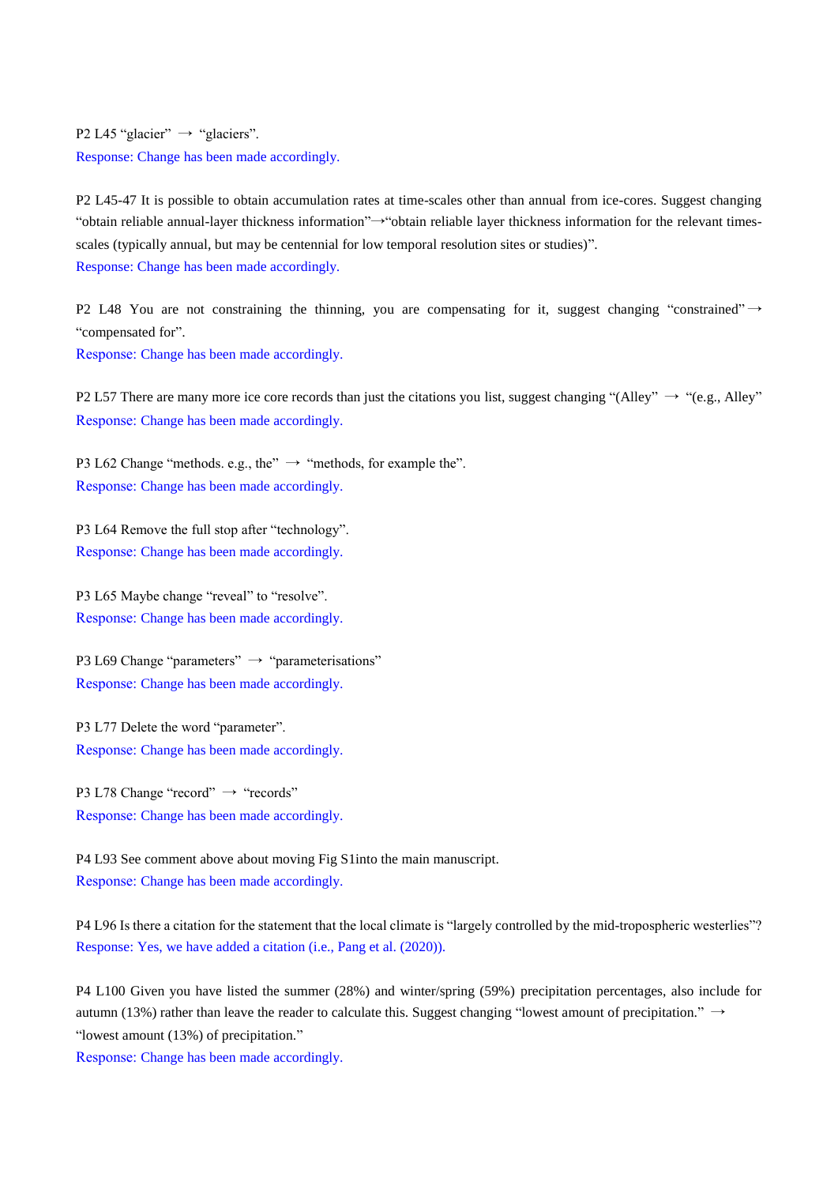P2 L45 “glacier” → “glaciers”.
Response: Change has been made accordingly.

P2 L45-47 It is possible to obtain accumulation rates at time-scales other than annual from ice-cores. Suggest changing “obtain reliable annual-layer thickness information”→“obtain reliable layer thickness information for the relevant times-scales (typically annual, but may be centennial for low temporal resolution sites or studies)”.
Response: Change has been made accordingly.

P2 L48 You are not constraining the thinning, you are compensating for it, suggest changing “constrained”→ “compensated for”.
Response: Change has been made accordingly.

P2 L57 There are many more ice core records than just the citations you list, suggest changing “(Alley” → “(e.g., Alley”
Response: Change has been made accordingly.

P3 L62 Change “methods. e.g., the” → “methods, for example the”.
Response: Change has been made accordingly.

P3 L64 Remove the full stop after “technology”.
Response: Change has been made accordingly.

P3 L65 Maybe change “reveal” to “resolve”.
Response: Change has been made accordingly.

P3 L69 Change “parameters” → “parameterisations”
Response: Change has been made accordingly.

P3 L77 Delete the word “parameter”.
Response: Change has been made accordingly.

P3 L78 Change “record” → “records”
Response: Change has been made accordingly.

P4 L93 See comment above about moving Fig S1into the main manuscript.
Response: Change has been made accordingly.

P4 L96 Is there a citation for the statement that the local climate is “largely controlled by the mid-tropospheric westerlies”?
Response: Yes, we have added a citation (i.e., Pang et al. (2020)).

P4 L100 Given you have listed the summer (28%) and winter/spring (59%) precipitation percentages, also include for autumn (13%) rather than leave the reader to calculate this. Suggest changing “lowest amount of precipitation.” → “lowest amount (13%) of precipitation.”
Response: Change has been made accordingly.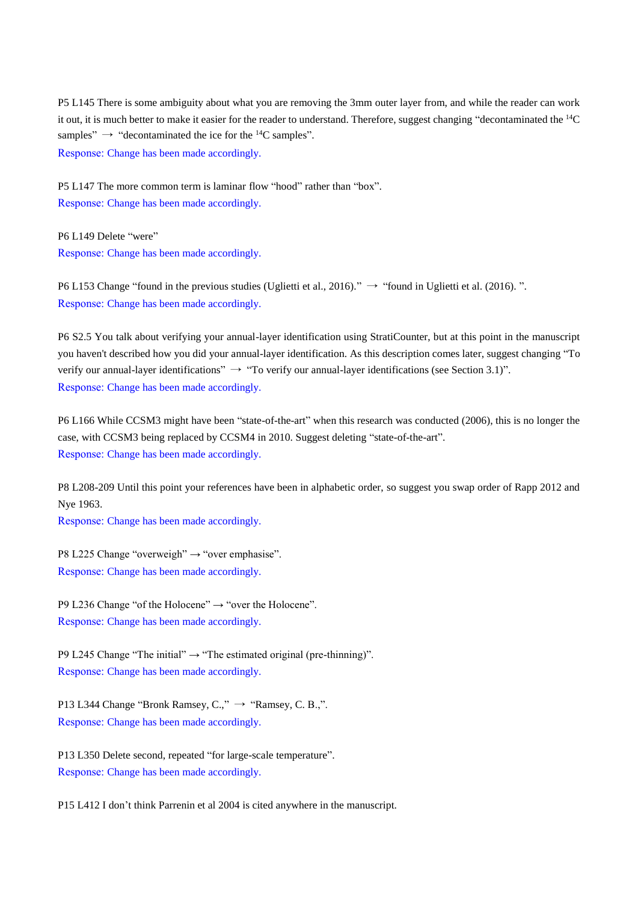P5 L145 There is some ambiguity about what you are removing the 3mm outer layer from, and while the reader can work it out, it is much better to make it easier for the reader to understand. Therefore, suggest changing "decontaminated the $^{14}C$ samples" → "decontaminated the ice for the $^{14}C$ samples".

Response: Change has been made accordingly.

P5 L147 The more common term is laminar flow "hood" rather than "box".

Response: Change has been made accordingly.

P6 L149 Delete "were"

Response: Change has been made accordingly.

P6 L153 Change "found in the previous studies (Uglietti et al., 2016)." → "found in Uglietti et al. (2016). ".

Response: Change has been made accordingly.

P6 S2.5 You talk about verifying your annual-layer identification using StratiCounter, but at this point in the manuscript you haven't described how you did your annual-layer identification. As this description comes later, suggest changing "To verify our annual-layer identifications" → "To verify our annual-layer identifications (see Section 3.1)".

Response: Change has been made accordingly.

P6 L166 While CCSM3 might have been "state-of-the-art" when this research was conducted (2006), this is no longer the case, with CCSM3 being replaced by CCSM4 in 2010. Suggest deleting "state-of-the-art".

Response: Change has been made accordingly.

P8 L208-209 Until this point your references have been in alphabetic order, so suggest you swap order of Rapp 2012 and Nye 1963.

Response: Change has been made accordingly.

P8 L225 Change "overweigh" → "over emphasise".

Response: Change has been made accordingly.

P9 L236 Change "of the Holocene" → "over the Holocene".

Response: Change has been made accordingly.

P9 L245 Change "The initial" → "The estimated original (pre-thinning)".

Response: Change has been made accordingly.

P13 L344 Change "Bronk Ramsey, C.," → "Ramsey, C. B.,".

Response: Change has been made accordingly.

P13 L350 Delete second, repeated "for large-scale temperature".

Response: Change has been made accordingly.

P15 L412 I don't think Parrenin et al 2004 is cited anywhere in the manuscript.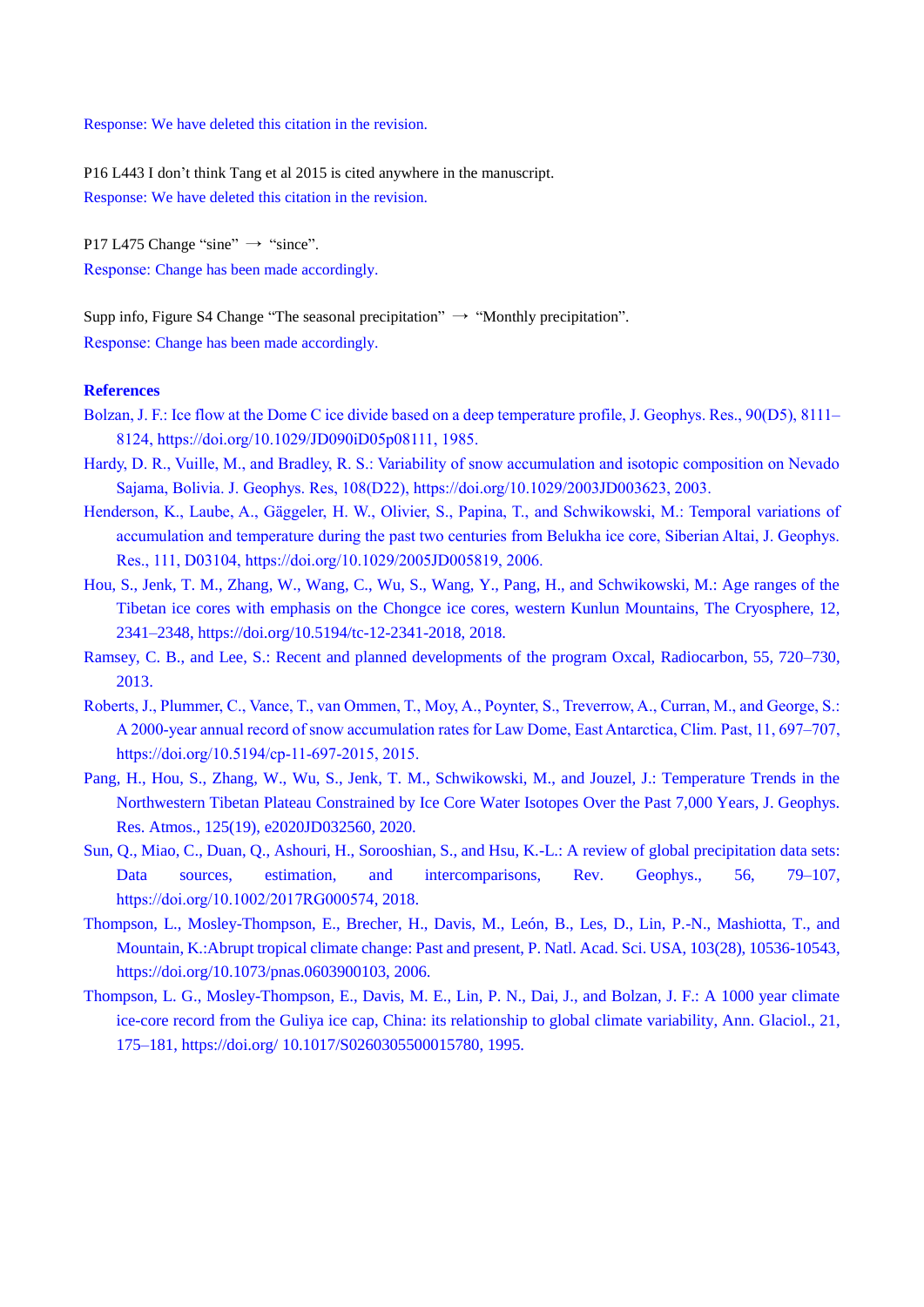Response: We have deleted this citation in the revision.

P16 L443 I don't think Tang et al 2015 is cited anywhere in the manuscript.
Response: We have deleted this citation in the revision.

P17 L475 Change "sine" → "since".
Response: Change has been made accordingly.

Supp info, Figure S4 Change "The seasonal precipitation" → "Monthly precipitation".
Response: Change has been made accordingly.

**References**

Bolzan, J. F.: Ice flow at the Dome C ice divide based on a deep temperature profile, J. Geophys. Res., 90(D5), 8111–8124, https://doi.org/10.1029/JD090iD05p08111, 1985.

Hardy, D. R., Vuille, M., and Bradley, R. S.: Variability of snow accumulation and isotopic composition on Nevado Sajama, Bolivia. J. Geophys. Res, 108(D22), https://doi.org/10.1029/2003JD003623, 2003.

Henderson, K., Laube, A., Gäggeler, H. W., Olivier, S., Papina, T., and Schwikowski, M.: Temporal variations of accumulation and temperature during the past two centuries from Belukha ice core, Siberian Altai, J. Geophys. Res., 111, D03104, https://doi.org/10.1029/2005JD005819, 2006.

Hou, S., Jenk, T. M., Zhang, W., Wang, C., Wu, S., Wang, Y., Pang, H., and Schwikowski, M.: Age ranges of the Tibetan ice cores with emphasis on the Chongce ice cores, western Kunlun Mountains, The Cryosphere, 12, 2341–2348, https://doi.org/10.5194/tc-12-2341-2018, 2018.

Ramsey, C. B., and Lee, S.: Recent and planned developments of the program Oxcal, Radiocarbon, 55, 720–730, 2013.

Roberts, J., Plummer, C., Vance, T., van Ommen, T., Moy, A., Poynter, S., Treverrow, A., Curran, M., and George, S.: A 2000-year annual record of snow accumulation rates for Law Dome, East Antarctica, Clim. Past, 11, 697–707, https://doi.org/10.5194/cp-11-697-2015, 2015.

Pang, H., Hou, S., Zhang, W., Wu, S., Jenk, T. M., Schwikowski, M., and Jouzel, J.: Temperature Trends in the Northwestern Tibetan Plateau Constrained by Ice Core Water Isotopes Over the Past 7,000 Years, J. Geophys. Res. Atmos., 125(19), e2020JD032560, 2020.

Sun, Q., Miao, C., Duan, Q., Ashouri, H., Sorooshian, S., and Hsu, K.-L.: A review of global precipitation data sets: Data sources, estimation, and intercomparisons, Rev. Geophys., 56, 79–107, https://doi.org/10.1002/2017RG000574, 2018.

Thompson, L., Mosley-Thompson, E., Brecher, H., Davis, M., León, B., Les, D., Lin, P.-N., Mashiotta, T., and Mountain, K.:Abrupt tropical climate change: Past and present, P. Natl. Acad. Sci. USA, 103(28), 10536-10543, https://doi.org/10.1073/pnas.0603900103, 2006.

Thompson, L. G., Mosley-Thompson, E., Davis, M. E., Lin, P. N., Dai, J., and Bolzan, J. F.: A 1000 year climate ice-core record from the Guliya ice cap, China: its relationship to global climate variability, Ann. Glaciol., 21, 175–181, https://doi.org/ 10.1017/S0260305500015780, 1995.